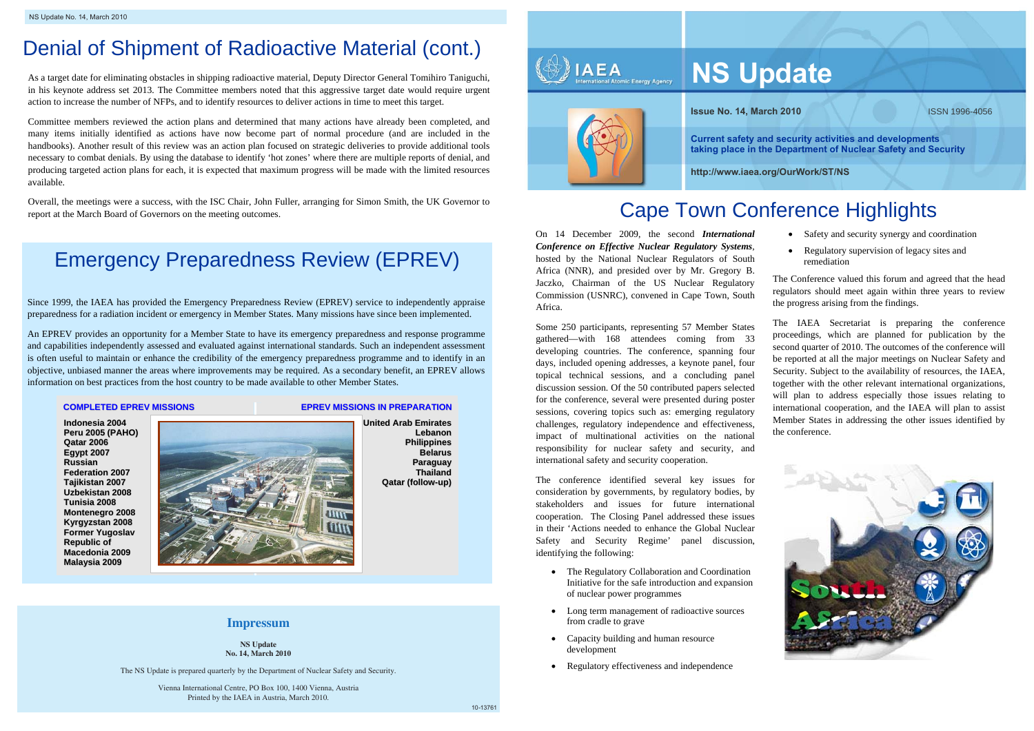# Denial of Shipment of Radioactive Material (cont.)

As a target date for eliminating obstacles in shipping radioactive material, Deputy Director General Tomihiro Taniguchi, in his keynote address set 2013. The Committee members noted that this aggressive target date would require urgent action to increase the number of NFPs, and to identify resources to deliver actions in time to meet this target.

Committee members reviewed the action plans and determined that many actions have already been completed, and many items initially identified as actions have now become part of normal procedure (and are included in the handbooks). Another result of this review was an action plan focused on strategic deliveries to provide additional tools necessary to combat denials. By using the database to identify 'hot zones' where there are multiple reports of denial, and producing targeted action plans for each, it is expected that maximum progress will be made with the limited resources available.

Overall, the meetings were a success, with the ISC Chair, John Fuller, arranging for Simon Smith, the UK Governor to report at the March Board of Governors on the meeting outcomes.

# Emergency Preparedness Review (EPREV)

Since 1999, the IAEA has provided the Emergency Preparedness Review (EPREV) service to independently appraise preparedness for a radiation incident or emergency in Member States. Many missions have since been implemented.

An EPREV provides an opportunity for a Member State to have its emergency preparedness and response programme and capabilities independently assessed and evaluated against international standards. Such an independent assessment is often useful to maintain or enhance the credibility of the emergency preparedness programme and to identify in an objective, unbiased manner the areas where improvements may be required. As a secondary benefit, an EPREV allows information on best practices from the host country to be made available to other Member States.

**COMPLETED EPREV MISSIONS**

**Indonesia 2004**
**Peru 2005 (PAHO)**
**Qatar 2006**
**Egypt 2007**
**Russian Federation 2007**
**Tajikistan 2007**
**Uzbekistan 2008**
**Tunisia 2008**
**Montenegro 2008**
**Kyrgyzstan 2008**
**Former Yugoslav Republic of Macedonia 2009**
**Malaysia 2009**

**EPREV MISSIONS IN PREPARATION**

**United Arab Emirates**
**Lebanon**
**Philippines**
**Belarus**
**Paraguay**
**Thailand**
**Qatar (follow-up)**

## Impressum

**NS Update**
**No. 14, March 2010**

The NS Update is prepared quarterly by the Department of Nuclear Safety and Security.

Vienna International Centre, PO Box 100, 1400 Vienna, Austria
Printed by the IAEA in Austria, March 2010.

10-13761

IAEA International Atomic Energy Agency

# NS Update

**Issue No. 14, March 2010** ISSN 1996-4056

**Current safety and security activities and developments taking place in the Department of Nuclear Safety and Security**

**http://www.iaea.org/OurWork/ST/NS**

# Cape Town Conference Highlights

On 14 December 2009, the second ***International Conference on Effective Nuclear Regulatory Systems***, hosted by the National Nuclear Regulators of South Africa (NNR), and presided over by Mr. Gregory B. Jaczko, Chairman of the US Nuclear Regulatory Commission (USNRC), convened in Cape Town, South Africa.

Some 250 participants, representing 57 Member States gathered—with 168 attendees coming from 33 developing countries. The conference, spanning four days, included opening addresses, a keynote panel, four topical technical sessions, and a concluding panel discussion session. Of the 50 contributed papers selected for the conference, several were presented during poster sessions, covering topics such as: emerging regulatory challenges, regulatory independence and effectiveness, impact of multinational activities on the national responsibility for nuclear safety and security, and international safety and security cooperation.

The conference identified several key issues for consideration by governments, by regulatory bodies, by stakeholders and issues for future international cooperation. The Closing Panel addressed these issues in their 'Actions needed to enhance the Global Nuclear Safety and Security Regime' panel discussion, identifying the following:

- The Regulatory Collaboration and Coordination Initiative for the safe introduction and expansion of nuclear power programmes
- Long term management of radioactive sources from cradle to grave
- Capacity building and human resource development
- Regulatory effectiveness and independence
- Safety and security synergy and coordination
- Regulatory supervision of legacy sites and remediation

The Conference valued this forum and agreed that the head regulators should meet again within three years to review the progress arising from the findings.

The IAEA Secretariat is preparing the conference proceedings, which are planned for publication by the second quarter of 2010. The outcomes of the conference will be reported at all the major meetings on Nuclear Safety and Security. Subject to the availability of resources, the IAEA, together with the other relevant international organizations, will plan to address especially those issues relating to international cooperation, and the IAEA will plan to assist Member States in addressing the other issues identified by the conference.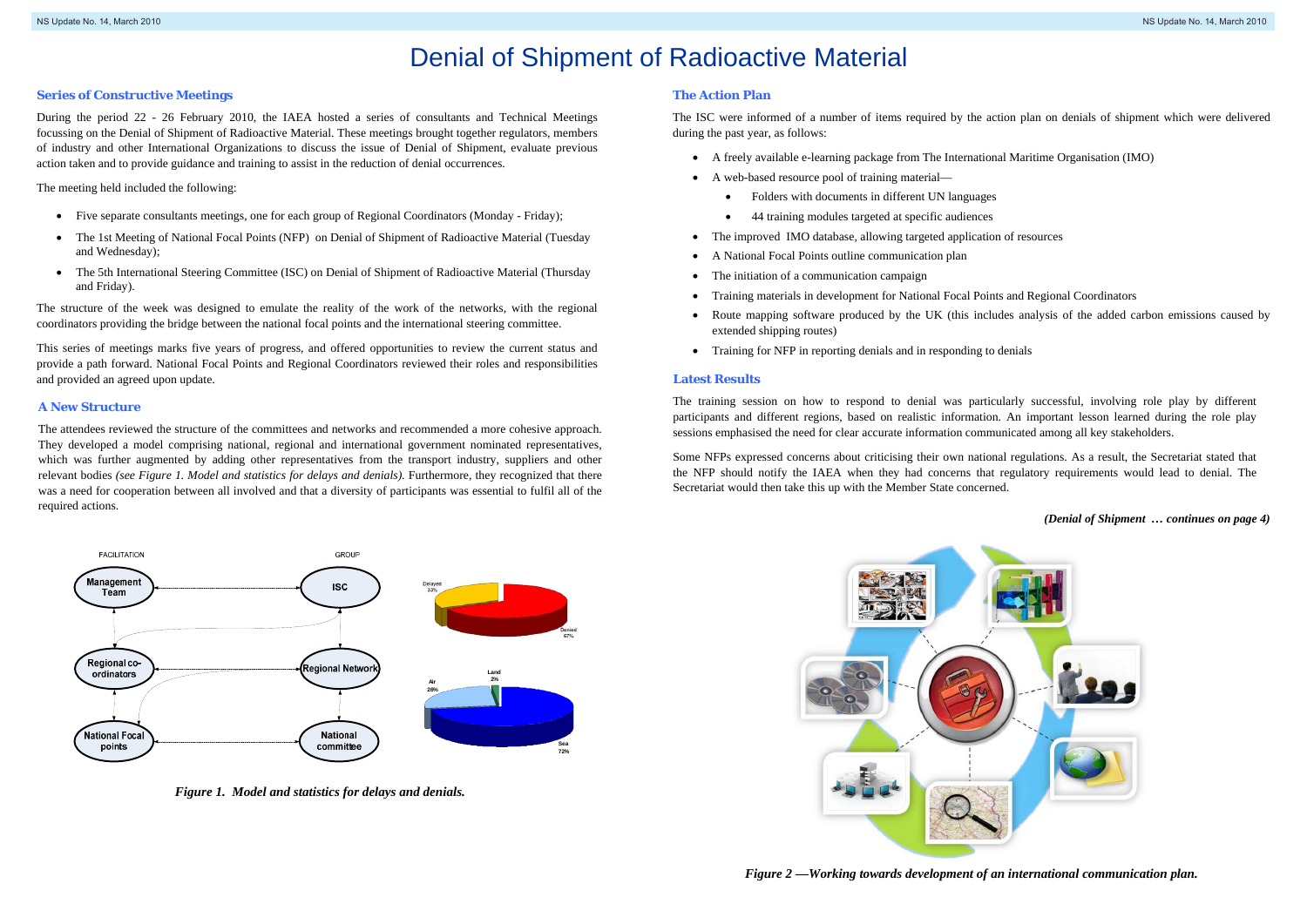# Denial of Shipment of Radioactive Material

## Series of Constructive Meetings

During the period 22 - 26 February 2010, the IAEA hosted a series of consultants and Technical Meetings focussing on the Denial of Shipment of Radioactive Material. These meetings brought together regulators, members of industry and other International Organizations to discuss the issue of Denial of Shipment, evaluate previous action taken and to provide guidance and training to assist in the reduction of denial occurrences.

The meeting held included the following:

- Five separate consultants meetings, one for each group of Regional Coordinators (Monday - Friday);
- The 1st Meeting of National Focal Points (NFP) on Denial of Shipment of Radioactive Material (Tuesday and Wednesday);
- The 5th International Steering Committee (ISC) on Denial of Shipment of Radioactive Material (Thursday and Friday).

The structure of the week was designed to emulate the reality of the work of the networks, with the regional coordinators providing the bridge between the national focal points and the international steering committee.

This series of meetings marks five years of progress, and offered opportunities to review the current status and provide a path forward. National Focal Points and Regional Coordinators reviewed their roles and responsibilities and provided an agreed upon update.

## A New Structure

The attendees reviewed the structure of the committees and networks and recommended a more cohesive approach. They developed a model comprising national, regional and international government nominated representatives, which was further augmented by adding other representatives from the transport industry, suppliers and other relevant bodies *(see Figure 1. Model and statistics for delays and denials).* Furthermore, they recognized that there was a need for cooperation between all involved and that a diversity of participants was essential to fulfil all of the required actions.

FACILITATION
GROUP
Management Team
ISC
Regional co-ordinators
Regional Network
National Focal points
National committee

Delayed 33%
Denied 67%

Land 2%
Air 26%
Sea 72%

*Figure 1. Model and statistics for delays and denials.*

## The Action Plan

The ISC were informed of a number of items required by the action plan on denials of shipment which were delivered during the past year, as follows:

- A freely available e-learning package from The International Maritime Organisation (IMO)
- A web-based resource pool of training material—
    - Folders with documents in different UN languages
    - 44 training modules targeted at specific audiences
- The improved IMO database, allowing targeted application of resources
- A National Focal Points outline communication plan
- The initiation of a communication campaign
- Training materials in development for National Focal Points and Regional Coordinators
- Route mapping software produced by the UK (this includes analysis of the added carbon emissions caused by extended shipping routes)
- Training for NFP in reporting denials and in responding to denials

## Latest Results

The training session on how to respond to denial was particularly successful, involving role play by different participants and different regions, based on realistic information. An important lesson learned during the role play sessions emphasised the need for clear accurate information communicated among all key stakeholders.

Some NFPs expressed concerns about criticising their own national regulations. As a result, the Secretariat stated that the NFP should notify the IAEA when they had concerns that regulatory requirements would lead to denial. The Secretariat would then take this up with the Member State concerned.

***(Denial of Shipment … continues on page 4)***

*Figure 2 —Working towards development of an international communication plan.*